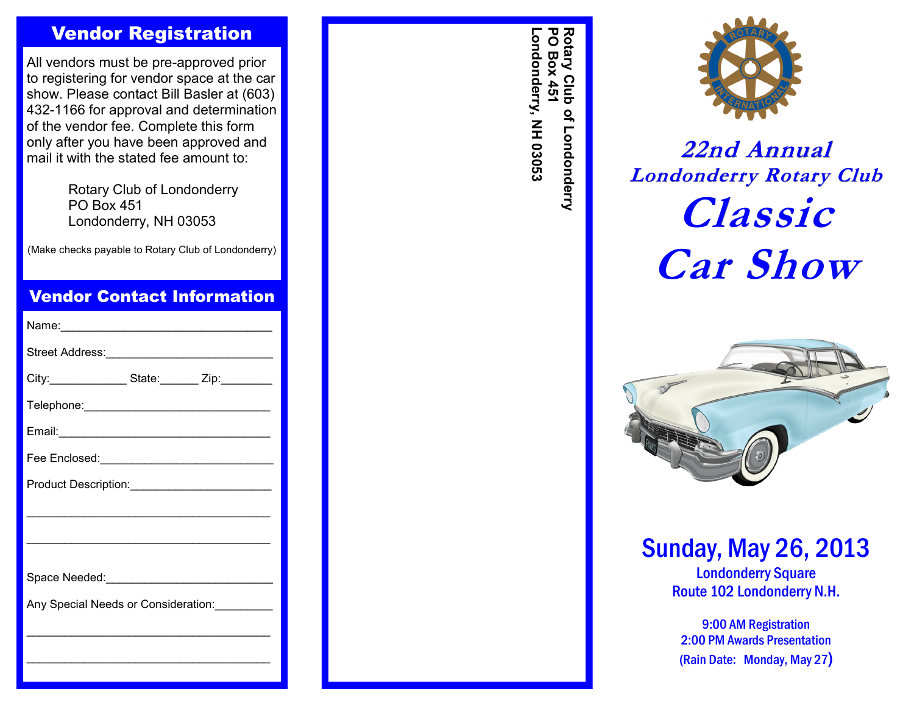## Vendor Registration

All vendors must be pre-approved prior to registering for vendor space at the car show. Please contact Bill Basler at (603) 432-1166 for approval and determination of the vendor fee. Complete this form only after you have been approved and mail it with the stated fee amount to:

Rotary Club of Londonderry
PO Box 451
Londonderry, NH 03053

(Make checks payable to Rotary Club of Londonderry)

## Vendor Contact Information

Name:________________________________

Street Address:__________________________

City:____________ State:______ Zip:________

Telephone:_____________________________

Email:_________________________________

Fee Enclosed:___________________________

Product Description:_____________________

_____________________________________

_____________________________________

Space Needed:__________________________

Any Special Needs or Consideration:_________

_____________________________________

_____________________________________

**Rotary Club of Londonderry**
**PO Box 451**
**Londonderry, NH 03053**

# 22nd Annual Londonderry Rotary Club

# Classic Car Show

## Sunday, May 26, 2013

Londonderry Square
Route 102 Londonderry N.H.

9:00 AM Registration
2:00 PM Awards Presentation
(Rain Date: Monday, May 27)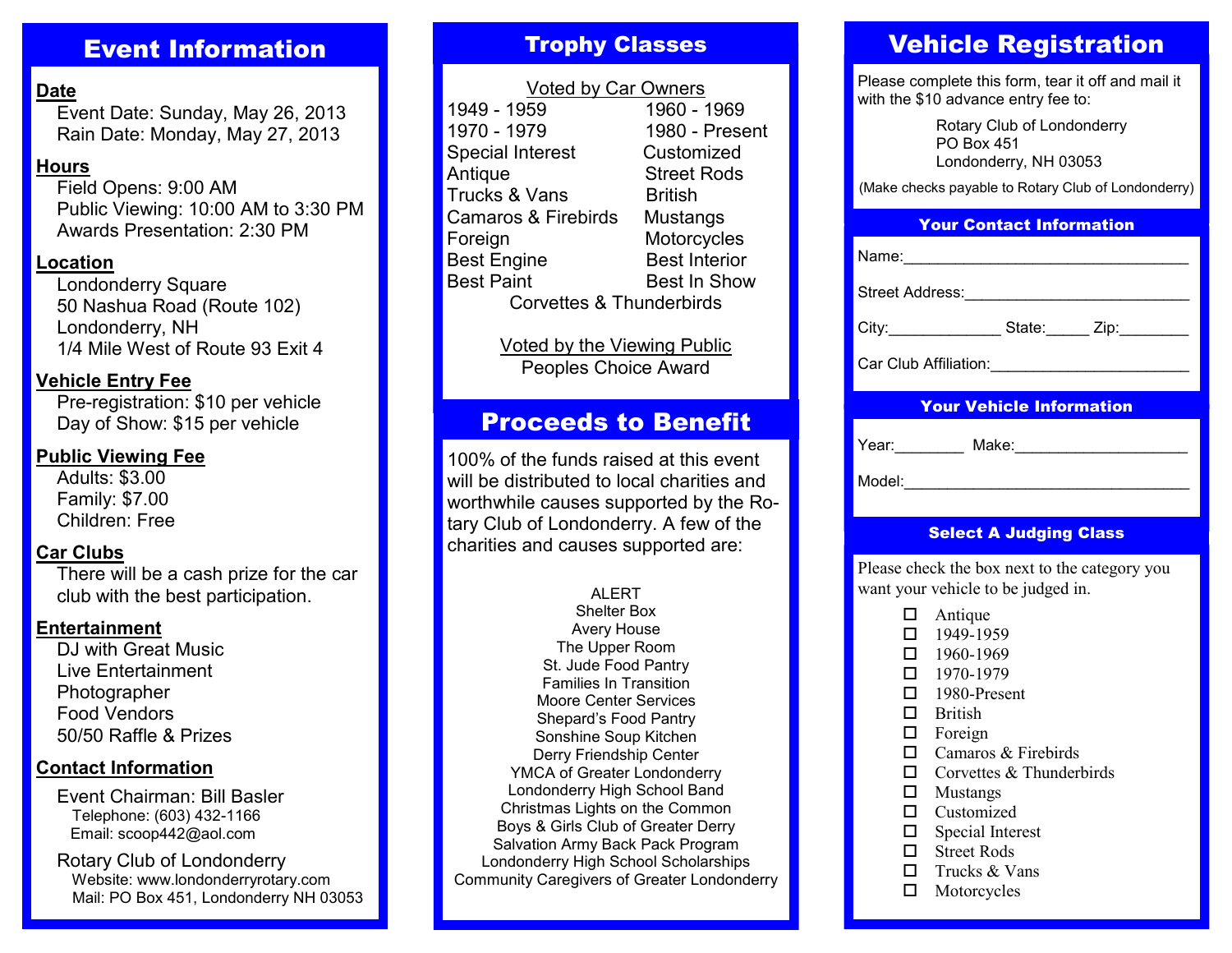# Event Information

**Date**

Event Date: Sunday, May 26, 2013
Rain Date: Monday, May 27, 2013

**Hours**

Field Opens: 9:00 AM
Public Viewing: 10:00 AM to 3:30 PM
Awards Presentation: 2:30 PM

**Location**

Londonderry Square
50 Nashua Road (Route 102)
Londonderry, NH
1/4 Mile West of Route 93 Exit 4

**Vehicle Entry Fee**

Pre-registration: $10 per vehicle
Day of Show: $15 per vehicle

**Public Viewing Fee**

Adults: $3.00
Family: $7.00
Children: Free

**Car Clubs**

There will be a cash prize for the car club with the best participation.

**Entertainment**

DJ with Great Music
Live Entertainment
Photographer
Food Vendors
50/50 Raffle & Prizes

**Contact Information**

Event Chairman: Bill Basler
Telephone: (603) 432-1166
Email: scoop442@aol.com

Rotary Club of Londonderry
Website: www.londonderryrotary.com
Mail: PO Box 451, Londonderry NH 03053

# Trophy Classes

Voted by Car Owners

| | |
|---|---|
| 1949 - 1959 | 1960 - 1969 |
| 1970 - 1979 | 1980 - Present |
| Special Interest | Customized |
| Antique | Street Rods |
| Trucks & Vans | British |
| Camaros & Firebirds | Mustangs |
| Foreign | Motorcycles |
| Best Engine | Best Interior |
| Best Paint | Best In Show |

Corvettes & Thunderbirds

Voted by the Viewing Public

Peoples Choice Award

# Proceeds to Benefit

100% of the funds raised at this event will be distributed to local charities and worthwhile causes supported by the Rotary Club of Londonderry. A few of the charities and causes supported are:

ALERT
Shelter Box
Avery House
The Upper Room
St. Jude Food Pantry
Families In Transition
Moore Center Services
Shepard's Food Pantry
Sonshine Soup Kitchen
Derry Friendship Center
YMCA of Greater Londonderry
Londonderry High School Band
Christmas Lights on the Common
Boys & Girls Club of Greater Derry
Salvation Army Back Pack Program
Londonderry High School Scholarships
Community Caregivers of Greater Londonderry

# Vehicle Registration

Please complete this form, tear it off and mail it with the $10 advance entry fee to:

Rotary Club of Londonderry
PO Box 451
Londonderry, NH 03053

(Make checks payable to Rotary Club of Londonderry)

## Your Contact Information

Name:_______________________________

Street Address:_________________________

City:____________ State:_____ Zip:________

Car Club Affiliation:______________________

## Your Vehicle Information

Year:________ Make:___________________

Model:_______________________________

## Select A Judging Class

Please check the box next to the category you want your vehicle to be judged in.

- ☐ Antique
- ☐ 1949-1959
- ☐ 1960-1969
- ☐ 1970-1979
- ☐ 1980-Present
- ☐ British
- ☐ Foreign
- ☐ Camaros & Firebirds
- ☐ Corvettes & Thunderbirds
- ☐ Mustangs
- ☐ Customized
- ☐ Special Interest
- ☐ Street Rods
- ☐ Trucks & Vans
- ☐ Motorcycles